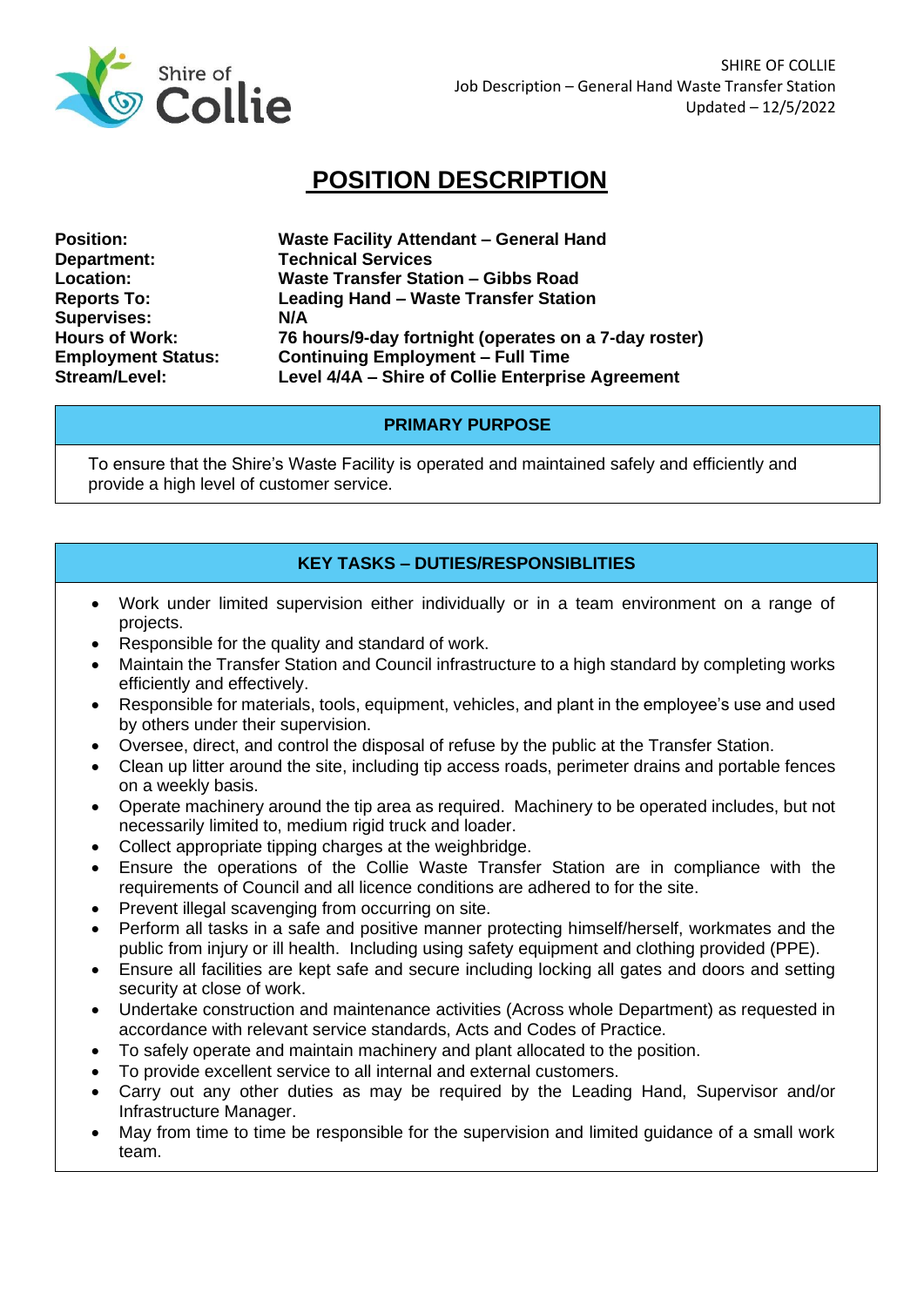# POSITION DESCRIPTION

| | |
|---|---|
| **Position:** | **Waste Facility Attendant – General Hand** |
| **Department:** | **Technical Services** |
| **Location:** | **Waste Transfer Station – Gibbs Road** |
| **Reports To:** | **Leading Hand – Waste Transfer Station** |
| **Supervises:** | **N/A** |
| **Hours of Work:** | **76 hours/9-day fortnight (operates on a 7-day roster)** |
| **Employment Status:** | **Continuing Employment – Full Time** |
| **Stream/Level:** | **Level 4/4A – Shire of Collie Enterprise Agreement** |

## PRIMARY PURPOSE

To ensure that the Shire's Waste Facility is operated and maintained safely and efficiently and provide a high level of customer service.

## KEY TASKS – DUTIES/RESPONSIBLITIES

- Work under limited supervision either individually or in a team environment on a range of projects.
- Responsible for the quality and standard of work.
- Maintain the Transfer Station and Council infrastructure to a high standard by completing works efficiently and effectively.
- Responsible for materials, tools, equipment, vehicles, and plant in the employee's use and used by others under their supervision.
- Oversee, direct, and control the disposal of refuse by the public at the Transfer Station.
- Clean up litter around the site, including tip access roads, perimeter drains and portable fences on a weekly basis.
- Operate machinery around the tip area as required. Machinery to be operated includes, but not necessarily limited to, medium rigid truck and loader.
- Collect appropriate tipping charges at the weighbridge.
- Ensure the operations of the Collie Waste Transfer Station are in compliance with the requirements of Council and all licence conditions are adhered to for the site.
- Prevent illegal scavenging from occurring on site.
- Perform all tasks in a safe and positive manner protecting himself/herself, workmates and the public from injury or ill health. Including using safety equipment and clothing provided (PPE).
- Ensure all facilities are kept safe and secure including locking all gates and doors and setting security at close of work.
- Undertake construction and maintenance activities (Across whole Department) as requested in accordance with relevant service standards, Acts and Codes of Practice.
- To safely operate and maintain machinery and plant allocated to the position.
- To provide excellent service to all internal and external customers.
- Carry out any other duties as may be required by the Leading Hand, Supervisor and/or Infrastructure Manager.
- May from time to time be responsible for the supervision and limited guidance of a small work team.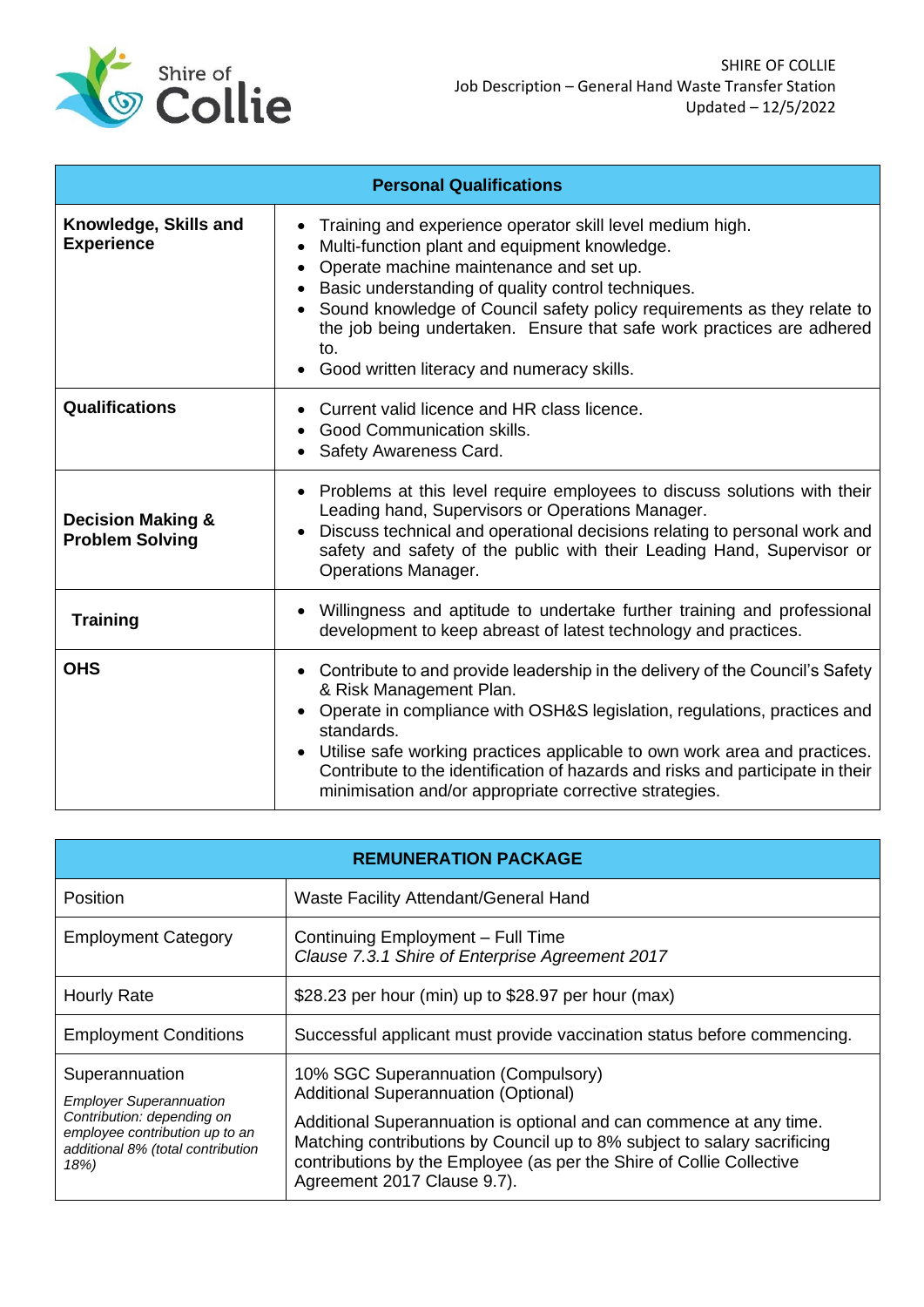| Personal Qualifications | |
|---|---|
| **Knowledge, Skills and Experience** | • Training and experience operator skill level medium high.<br>• Multi-function plant and equipment knowledge.<br>• Operate machine maintenance and set up.<br>• Basic understanding of quality control techniques.<br>• Sound knowledge of Council safety policy requirements as they relate to the job being undertaken. Ensure that safe work practices are adhered to.<br>• Good written literacy and numeracy skills. |
| **Qualifications** | • Current valid licence and HR class licence.<br>• Good Communication skills.<br>• Safety Awareness Card. |
| **Decision Making & Problem Solving** | • Problems at this level require employees to discuss solutions with their Leading hand, Supervisors or Operations Manager.<br>• Discuss technical and operational decisions relating to personal work and safety and safety of the public with their Leading Hand, Supervisor or Operations Manager. |
| **Training** | • Willingness and aptitude to undertake further training and professional development to keep abreast of latest technology and practices. |
| **OHS** | • Contribute to and provide leadership in the delivery of the Council's Safety & Risk Management Plan.<br>• Operate in compliance with OSH&S legislation, regulations, practices and standards.<br>• Utilise safe working practices applicable to own work area and practices. Contribute to the identification of hazards and risks and participate in their minimisation and/or appropriate corrective strategies. |

| REMUNERATION PACKAGE | |
|---|---|
| Position | Waste Facility Attendant/General Hand |
| Employment Category | Continuing Employment – Full Time<br>*Clause 7.3.1 Shire of Enterprise Agreement 2017* |
| Hourly Rate | $28.23 per hour (min) up to $28.97 per hour (max) |
| Employment Conditions | Successful applicant must provide vaccination status before commencing. |
| Superannuation<br>*Employer Superannuation Contribution: depending on employee contribution up to an additional 8% (total contribution 18%)* | 10% SGC Superannuation (Compulsory)<br>Additional Superannuation (Optional)<br><br>Additional Superannuation is optional and can commence at any time. Matching contributions by Council up to 8% subject to salary sacrificing contributions by the Employee (as per the Shire of Collie Collective Agreement 2017 Clause 9.7). |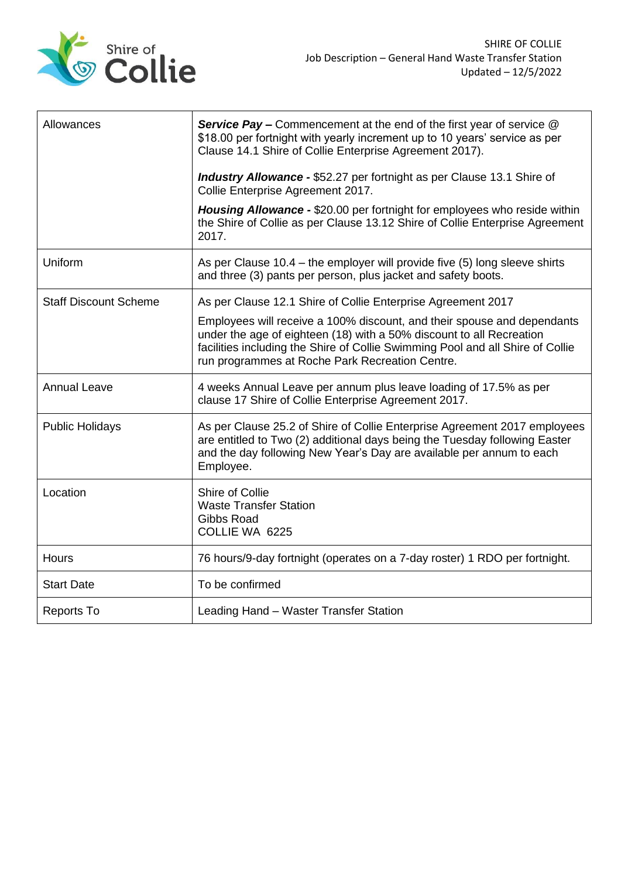| | |
|---|---|
| Allowances | ***Service Pay –*** Commencement at the end of the first year of service @ $18.00 per fortnight with yearly increment up to 10 years' service as per Clause 14.1 Shire of Collie Enterprise Agreement 2017).<br><br>***Industry Allowance -*** $52.27 per fortnight as per Clause 13.1 Shire of Collie Enterprise Agreement 2017.<br><br>***Housing Allowance -*** $20.00 per fortnight for employees who reside within the Shire of Collie as per Clause 13.12 Shire of Collie Enterprise Agreement 2017. |
| Uniform | As per Clause 10.4 – the employer will provide five (5) long sleeve shirts and three (3) pants per person, plus jacket and safety boots. |
| Staff Discount Scheme | As per Clause 12.1 Shire of Collie Enterprise Agreement 2017<br><br>Employees will receive a 100% discount, and their spouse and dependants under the age of eighteen (18) with a 50% discount to all Recreation facilities including the Shire of Collie Swimming Pool and all Shire of Collie run programmes at Roche Park Recreation Centre. |
| Annual Leave | 4 weeks Annual Leave per annum plus leave loading of 17.5% as per clause 17 Shire of Collie Enterprise Agreement 2017. |
| Public Holidays | As per Clause 25.2 of Shire of Collie Enterprise Agreement 2017 employees are entitled to Two (2) additional days being the Tuesday following Easter and the day following New Year's Day are available per annum to each Employee. |
| Location | Shire of Collie<br>Waste Transfer Station<br>Gibbs Road<br>COLLIE WA 6225 |
| Hours | 76 hours/9-day fortnight (operates on a 7-day roster) 1 RDO per fortnight. |
| Start Date | To be confirmed |
| Reports To | Leading Hand – Waster Transfer Station |